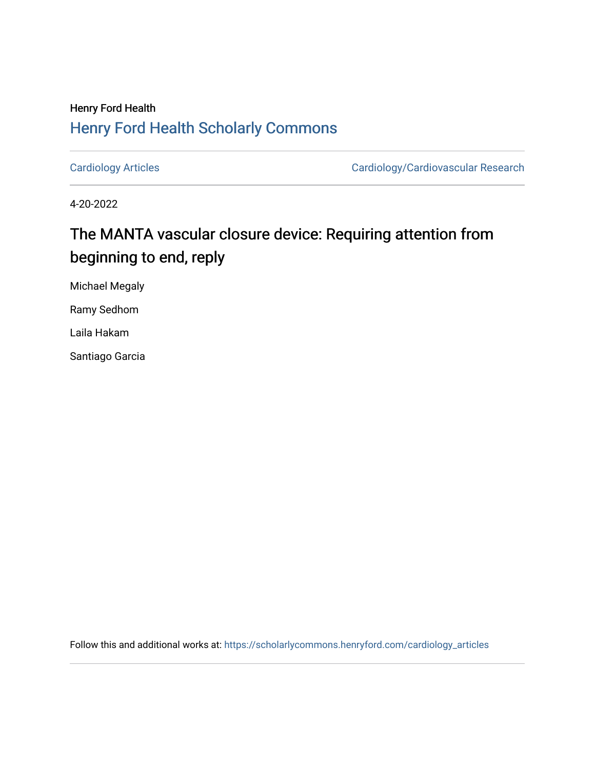Henry Ford Health

## Henry Ford Health Scholarly Commons

Cardiology Articles

Cardiology/Cardiovascular Research

4-20-2022

# The MANTA vascular closure device: Requiring attention from beginning to end, reply

Michael Megaly

Ramy Sedhom

Laila Hakam

Santiago Garcia

Follow this and additional works at: https://scholarlycommons.henryford.com/cardiology_articles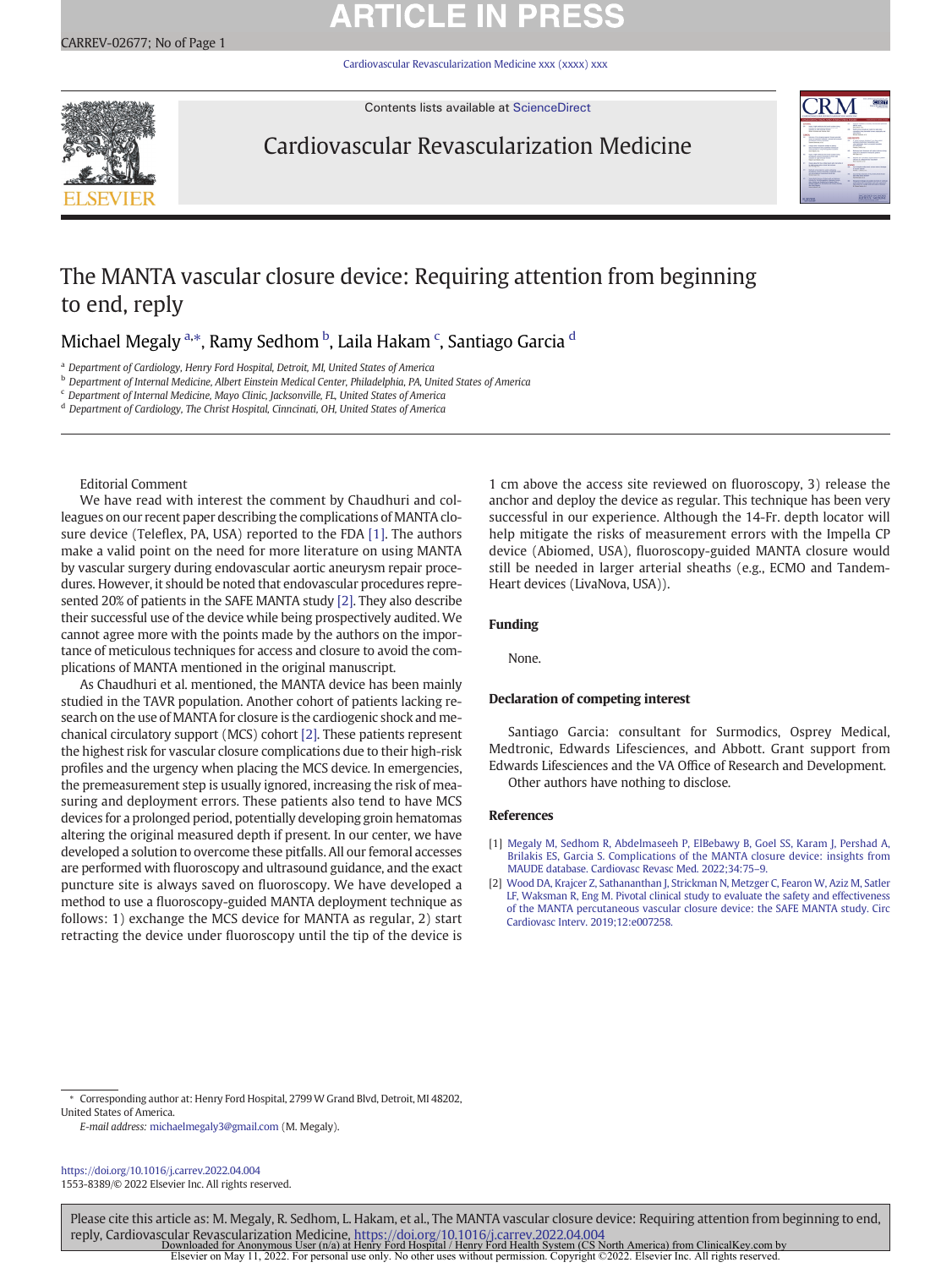# The MANTA vascular closure device: Requiring attention from beginning to end, reply

Michael Megaly [a,*], Ramy Sedhom [b], Laila Hakam [c], Santiago Garcia [d]

[a] *Department of Cardiology, Henry Ford Hospital, Detroit, MI, United States of America*
[b] *Department of Internal Medicine, Albert Einstein Medical Center, Philadelphia, PA, United States of America*
[c] *Department of Internal Medicine, Mayo Clinic, Jacksonville, FL, United States of America*
[d] *Department of Cardiology, The Christ Hospital, Cinncinati, OH, United States of America*

Editorial Comment

We have read with interest the comment by Chaudhuri and colleagues on our recent paper describing the complications of MANTA closure device (Teleflex, PA, USA) reported to the FDA [1]. The authors make a valid point on the need for more literature on using MANTA by vascular surgery during endovascular aortic aneurysm repair procedures. However, it should be noted that endovascular procedures represented 20% of patients in the SAFE MANTA study [2]. They also describe their successful use of the device while being prospectively audited. We cannot agree more with the points made by the authors on the importance of meticulous techniques for access and closure to avoid the complications of MANTA mentioned in the original manuscript.

As Chaudhuri et al. mentioned, the MANTA device has been mainly studied in the TAVR population. Another cohort of patients lacking research on the use of MANTA for closure is the cardiogenic shock and mechanical circulatory support (MCS) cohort [2]. These patients represent the highest risk for vascular closure complications due to their high-risk profiles and the urgency when placing the MCS device. In emergencies, the premeasurement step is usually ignored, increasing the risk of measuring and deployment errors. These patients also tend to have MCS devices for a prolonged period, potentially developing groin hematomas altering the original measured depth if present. In our center, we have developed a solution to overcome these pitfalls. All our femoral accesses are performed with fluoroscopy and ultrasound guidance, and the exact puncture site is always saved on fluoroscopy. We have developed a method to use a fluoroscopy-guided MANTA deployment technique as follows: 1) exchange the MCS device for MANTA as regular, 2) start retracting the device under fluoroscopy until the tip of the device is 1 cm above the access site reviewed on fluoroscopy, 3) release the anchor and deploy the device as regular. This technique has been very successful in our experience. Although the 14-Fr. depth locator will help mitigate the risks of measurement errors with the Impella CP device (Abiomed, USA), fluoroscopy-guided MANTA closure would still be needed in larger arterial sheaths (e.g., ECMO and TandemHeart devices (LivaNova, USA)).

## Funding

None.

## Declaration of competing interest

Santiago Garcia: consultant for Surmodics, Osprey Medical, Medtronic, Edwards Lifesciences, and Abbott. Grant support from Edwards Lifesciences and the VA Office of Research and Development.

Other authors have nothing to disclose.

## References

[1] Megaly M, Sedhom R, Abdelmaseeh P, ElBebawy B, Goel SS, Karam J, Pershad A, Brilakis ES, Garcia S. Complications of the MANTA closure device: insights from MAUDE database. Cardiovasc Revasc Med. 2022;34:75–9.

[2] Wood DA, Krajcer Z, Sathananthan J, Strickman N, Metzger C, Fearon W, Aziz M, Satler LF, Waksman R, Eng M. Pivotal clinical study to evaluate the safety and effectiveness of the MANTA percutaneous vascular closure device: the SAFE MANTA study. Circ Cardiovasc Interv. 2019;12:e007258.

* Corresponding author at: Henry Ford Hospital, 2799 W Grand Blvd, Detroit, MI 48202, United States of America.

*E-mail address:* michaelmegaly3@gmail.com (M. Megaly).

https://doi.org/10.1016/j.carrev.2022.04.004
1553-8389/© 2022 Elsevier Inc. All rights reserved.